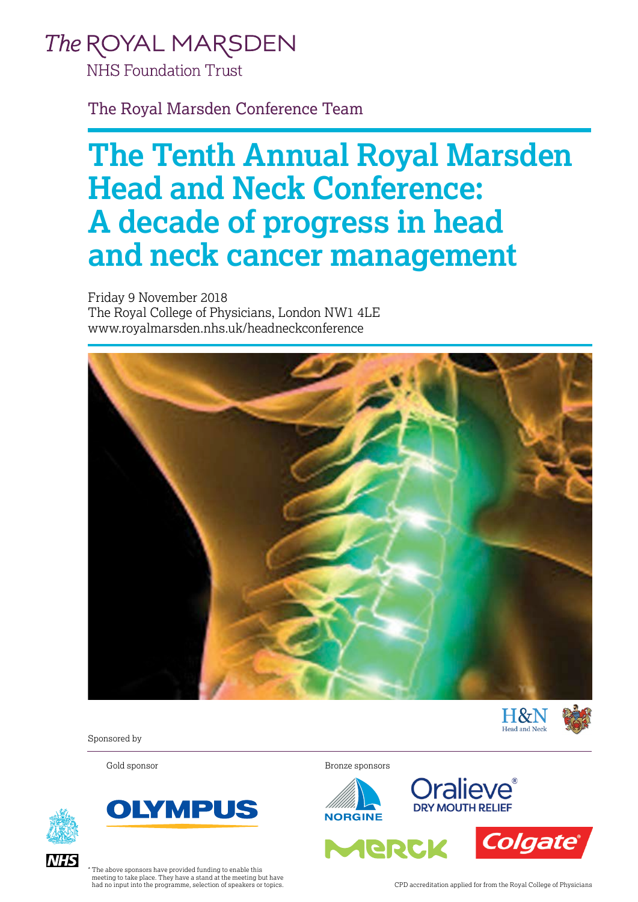The ROYAL MARSDEN
NHS Foundation Trust

The Royal Marsden Conference Team

# The Tenth Annual Royal Marsden Head and Neck Conference: A decade of progress in head and neck cancer management

Friday 9 November 2018
The Royal College of Physicians, London NW1 4LE
www.royalmarsden.nhs.uk/headneckconference

H&N
Head and Neck

Sponsored by

Gold sponsor

OLYMPUS

Bronze sponsors

NORGINE

Oralieve® DRY MOUTH RELIEF

MERCK

Colgate®

NHS

* The above sponsors have provided funding to enable this meeting to take place. They have a stand at the meeting but have had no input into the programme, selection of speakers or topics.

CPD accreditation applied for from the Royal College of Physicians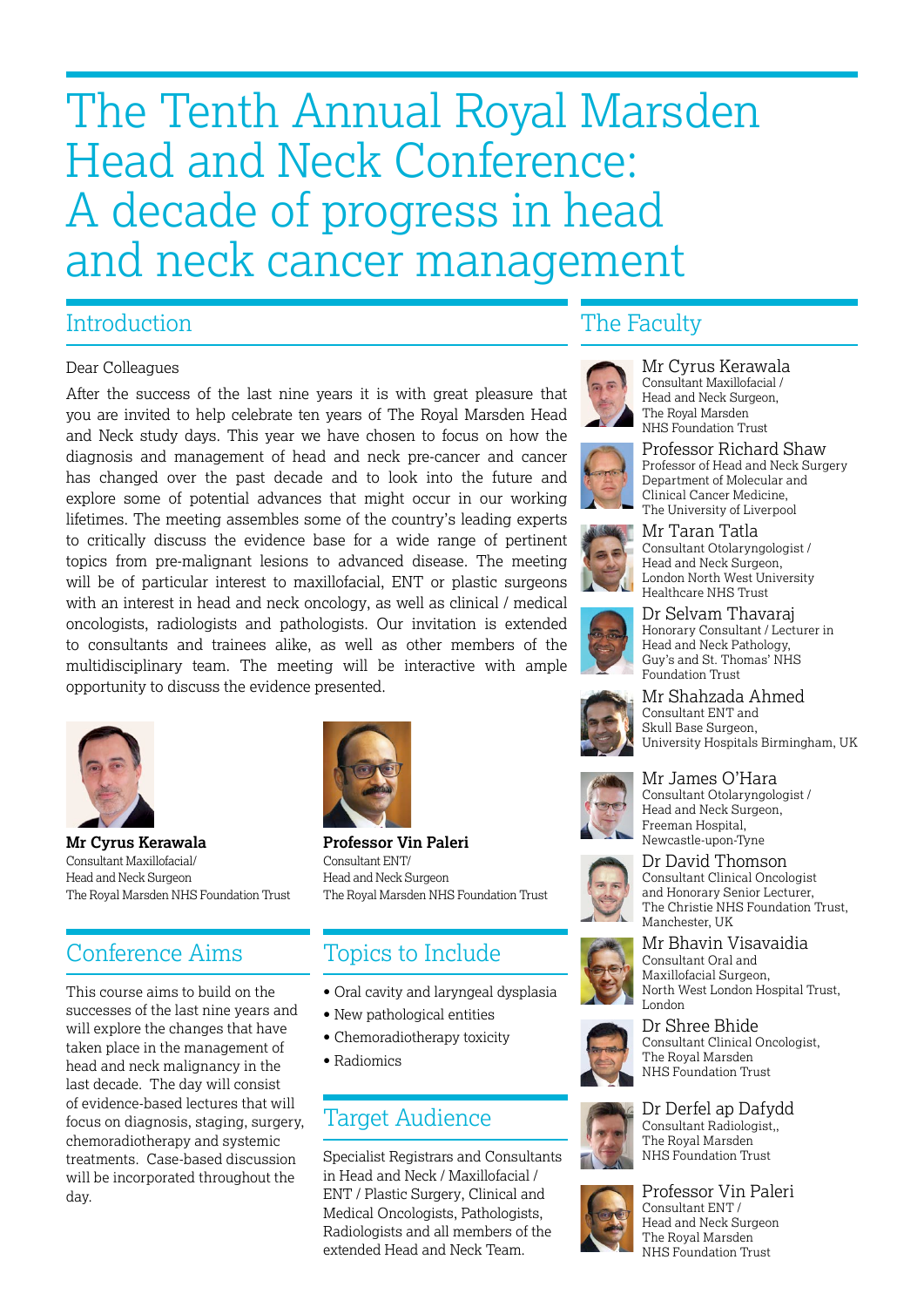# The Tenth Annual Royal Marsden Head and Neck Conference: A decade of progress in head and neck cancer management

## Introduction

Dear Colleagues

After the success of the last nine years it is with great pleasure that you are invited to help celebrate ten years of The Royal Marsden Head and Neck study days. This year we have chosen to focus on how the diagnosis and management of head and neck pre-cancer and cancer has changed over the past decade and to look into the future and explore some of potential advances that might occur in our working lifetimes. The meeting assembles some of the country's leading experts to critically discuss the evidence base for a wide range of pertinent topics from pre-malignant lesions to advanced disease. The meeting will be of particular interest to maxillofacial, ENT or plastic surgeons with an interest in head and neck oncology, as well as clinical / medical oncologists, radiologists and pathologists. Our invitation is extended to consultants and trainees alike, as well as other members of the multidisciplinary team. The meeting will be interactive with ample opportunity to discuss the evidence presented.

**Mr Cyrus Kerawala**
Consultant Maxillofacial/
Head and Neck Surgeon
The Royal Marsden NHS Foundation Trust

**Professor Vin Paleri**
Consultant ENT/
Head and Neck Surgeon
The Royal Marsden NHS Foundation Trust

## Conference Aims

This course aims to build on the successes of the last nine years and will explore the changes that have taken place in the management of head and neck malignancy in the last decade. The day will consist of evidence-based lectures that will focus on diagnosis, staging, surgery, chemoradiotherapy and systemic treatments. Case-based discussion will be incorporated throughout the day.

## Topics to Include

- Oral cavity and laryngeal dysplasia
- New pathological entities
- Chemoradiotherapy toxicity
- Radiomics

## Target Audience

Specialist Registrars and Consultants in Head and Neck / Maxillofacial / ENT / Plastic Surgery, Clinical and Medical Oncologists, Pathologists, Radiologists and all members of the extended Head and Neck Team.

## The Faculty

**Mr Cyrus Kerawala**
Consultant Maxillofacial / Head and Neck Surgeon, The Royal Marsden NHS Foundation Trust

**Professor Richard Shaw**
Professor of Head and Neck Surgery Department of Molecular and Clinical Cancer Medicine, The University of Liverpool

**Mr Taran Tatla**
Consultant Otolaryngologist / Head and Neck Surgeon, London North West University Healthcare NHS Trust

**Dr Selvam Thavaraj**
Honorary Consultant / Lecturer in Head and Neck Pathology, Guy's and St. Thomas' NHS Foundation Trust

**Mr Shahzada Ahmed**
Consultant ENT and Skull Base Surgeon, University Hospitals Birmingham, UK

**Mr James O'Hara**
Consultant Otolaryngologist / Head and Neck Surgeon, Freeman Hospital, Newcastle-upon-Tyne

**Dr David Thomson**
Consultant Clinical Oncologist and Honorary Senior Lecturer, The Christie NHS Foundation Trust, Manchester, UK

**Mr Bhavin Visavaidia**
Consultant Oral and Maxillofacial Surgeon, North West London Hospital Trust, London

**Dr Shree Bhide**
Consultant Clinical Oncologist, The Royal Marsden NHS Foundation Trust

**Dr Derfel ap Dafydd**
Consultant Radiologist,, The Royal Marsden NHS Foundation Trust

**Professor Vin Paleri**
Consultant ENT / Head and Neck Surgeon The Royal Marsden NHS Foundation Trust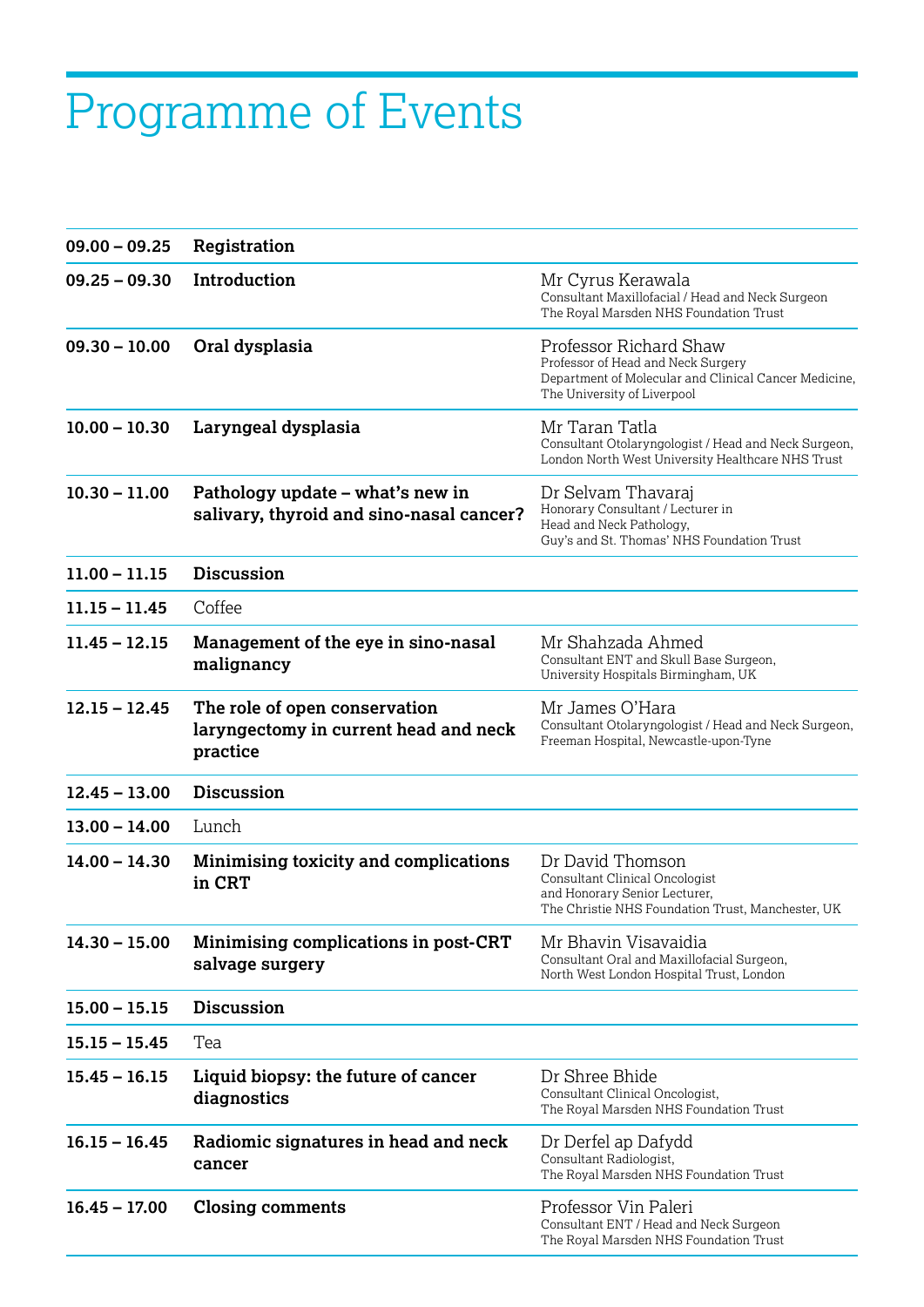# Programme of Events

| Time | Session | Speaker |
|---|---|---|
| **09.00 – 09.25** | **Registration** | |
| **09.25 – 09.30** | **Introduction** | Mr Cyrus Kerawala<br>Consultant Maxillofacial / Head and Neck Surgeon<br>The Royal Marsden NHS Foundation Trust |
| **09.30 – 10.00** | **Oral dysplasia** | Professor Richard Shaw<br>Professor of Head and Neck Surgery<br>Department of Molecular and Clinical Cancer Medicine,<br>The University of Liverpool |
| **10.00 – 10.30** | **Laryngeal dysplasia** | Mr Taran Tatla<br>Consultant Otolaryngologist / Head and Neck Surgeon,<br>London North West University Healthcare NHS Trust |
| **10.30 – 11.00** | **Pathology update – what's new in salivary, thyroid and sino-nasal cancer?** | Dr Selvam Thavaraj<br>Honorary Consultant / Lecturer in<br>Head and Neck Pathology,<br>Guy's and St. Thomas' NHS Foundation Trust |
| **11.00 – 11.15** | **Discussion** | |
| **11.15 – 11.45** | Coffee | |
| **11.45 – 12.15** | **Management of the eye in sino-nasal malignancy** | Mr Shahzada Ahmed<br>Consultant ENT and Skull Base Surgeon,<br>University Hospitals Birmingham, UK |
| **12.15 – 12.45** | **The role of open conservation laryngectomy in current head and neck practice** | Mr James O'Hara<br>Consultant Otolaryngologist / Head and Neck Surgeon,<br>Freeman Hospital, Newcastle-upon-Tyne |
| **12.45 – 13.00** | **Discussion** | |
| **13.00 – 14.00** | Lunch | |
| **14.00 – 14.30** | **Minimising toxicity and complications in CRT** | Dr David Thomson<br>Consultant Clinical Oncologist<br>and Honorary Senior Lecturer,<br>The Christie NHS Foundation Trust, Manchester, UK |
| **14.30 – 15.00** | **Minimising complications in post-CRT salvage surgery** | Mr Bhavin Visavaidia<br>Consultant Oral and Maxillofacial Surgeon,<br>North West London Hospital Trust, London |
| **15.00 – 15.15** | **Discussion** | |
| **15.15 – 15.45** | Tea | |
| **15.45 – 16.15** | **Liquid biopsy: the future of cancer diagnostics** | Dr Shree Bhide<br>Consultant Clinical Oncologist,<br>The Royal Marsden NHS Foundation Trust |
| **16.15 – 16.45** | **Radiomic signatures in head and neck cancer** | Dr Derfel ap Dafydd<br>Consultant Radiologist,<br>The Royal Marsden NHS Foundation Trust |
| **16.45 – 17.00** | **Closing comments** | Professor Vin Paleri<br>Consultant ENT / Head and Neck Surgeon<br>The Royal Marsden NHS Foundation Trust |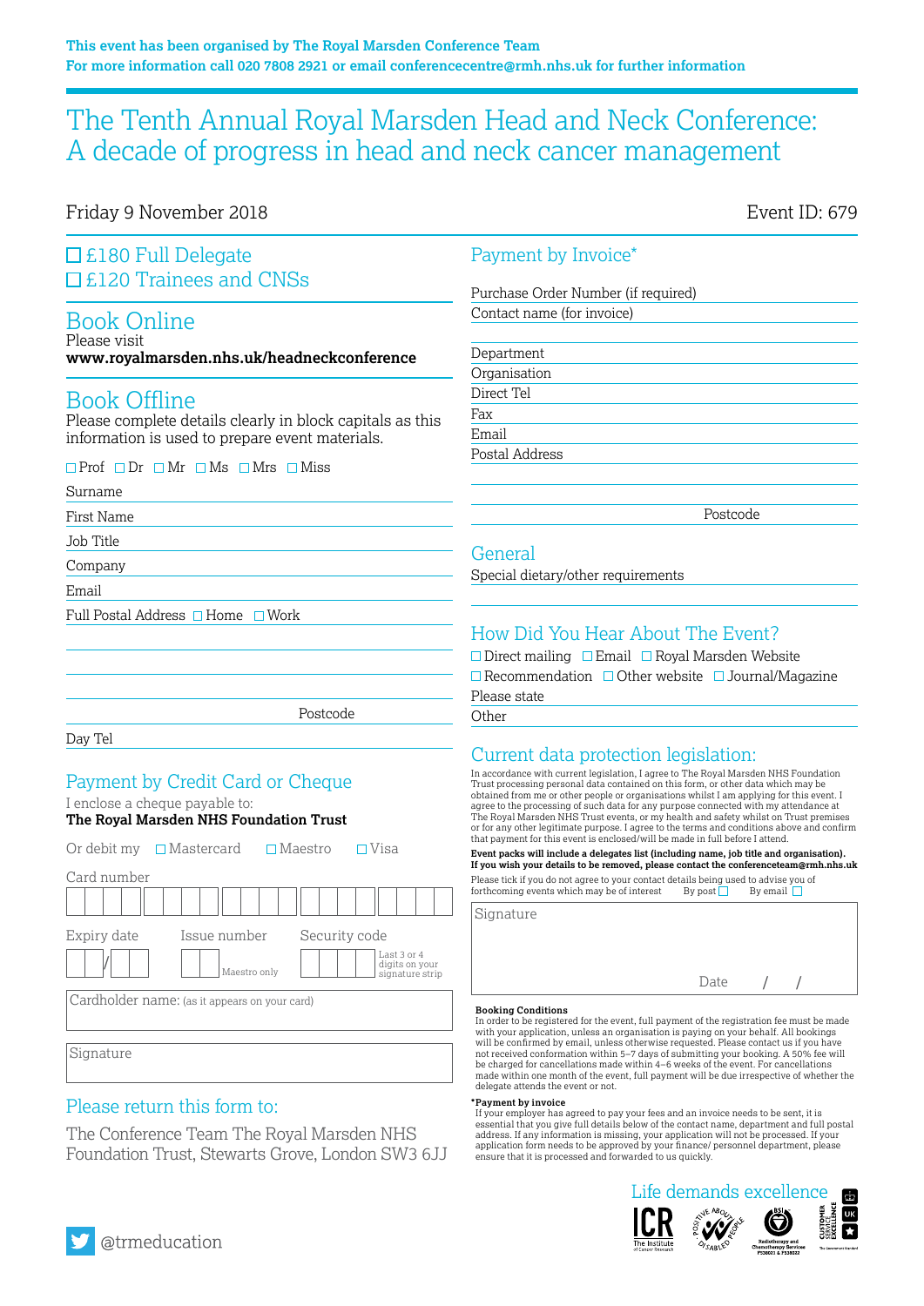This event has been organised by The Royal Marsden Conference Team
For more information call 020 7808 2921 or email conferencecentre@rmh.nhs.uk for further information

# The Tenth Annual Royal Marsden Head and Neck Conference: A decade of progress in head and neck cancer management

Friday 9 November 2018

Event ID: 679

☐ £180 Full Delegate
☐ £120 Trainees and CNSs

## Book Online

Please visit
**www.royalmarsden.nhs.uk/headneckconference**

## Book Offline

Please complete details clearly in block capitals as this information is used to prepare event materials.

☐ Prof ☐ Dr ☐ Mr ☐ Ms ☐ Mrs ☐ Miss

Surname

First Name

Job Title

Company

Email

Full Postal Address ☐ Home ☐ Work

Postcode

Day Tel

## Payment by Credit Card or Cheque

I enclose a cheque payable to:
**The Royal Marsden NHS Foundation Trust**

Or debit my ☐ Mastercard ☐ Maestro ☐ Visa

Card number

Expiry date /

Issue number (Maestro only)

Security code (Last 3 or 4 digits on your signature strip)

Cardholder name: (as it appears on your card)

Signature

## Please return this form to:

The Conference Team The Royal Marsden NHS Foundation Trust, Stewarts Grove, London SW3 6JJ

## Payment by Invoice*

Purchase Order Number (if required)

Contact name (for invoice)

Department

Organisation

Direct Tel

Fax

Email

Postal Address

Postcode

## General

Special dietary/other requirements

## How Did You Hear About The Event?

☐ Direct mailing ☐ Email ☐ Royal Marsden Website
☐ Recommendation ☐ Other website ☐ Journal/Magazine

Please state

Other

## Current data protection legislation:

In accordance with current legislation, I agree to The Royal Marsden NHS Foundation Trust processing personal data contained on this form, or other data which may be obtained from me or other people or organisations whilst I am applying for this event. I agree to the processing of such data for any purpose connected with my attendance at The Royal Marsden NHS Trust events, or my health and safety whilst on Trust premises or for any other legitimate purpose. I agree to the terms and conditions above and confirm that payment for this event is enclosed/will be made in full before I attend.

**Event packs will include a delegates list (including name, job title and organisation). If you wish your details to be removed, please contact the conferenceteam@rmh.nhs.uk**

Please tick if you do not agree to your contact details being used to advise you of forthcoming events which may be of interest By post ☐ By email ☐

Signature

Date / /

**Booking Conditions**
In order to be registered for the event, full payment of the registration fee must be made with your application, unless an organisation is paying on your behalf. All bookings will be confirmed by email, unless otherwise requested. Please contact us if you have not received conformation within 5–7 days of submitting your booking. A 50% fee will be charged for cancellations made within 4–6 weeks of the event. For cancellations made within one month of the event, full payment will be due irrespective of whether the delegate attends the event or not.

***Payment by invoice**
If your employer has agreed to pay your fees and an invoice needs to be sent, it is essential that you give full details below of the contact name, department and full postal address. If any information is missing, your application will not be processed. If your application form needs to be approved by your finance/ personnel department, please ensure that it is processed and forwarded to us quickly.

Life demands excellence

@trmeducation